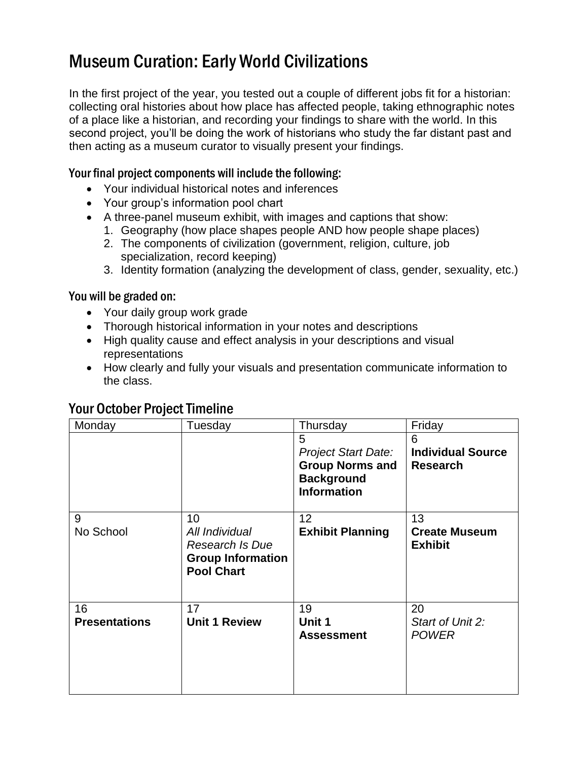# Museum Curation: Early World Civilizations

In the first project of the year, you tested out a couple of different jobs fit for a historian: collecting oral histories about how place has affected people, taking ethnographic notes of a place like a historian, and recording your findings to share with the world. In this second project, you'll be doing the work of historians who study the far distant past and then acting as a museum curator to visually present your findings.

### Your final project components will include the following:

- Your individual historical notes and inferences
- Your group's information pool chart
- A three-panel museum exhibit, with images and captions that show:
  1. Geography (how place shapes people AND how people shape places)
  2. The components of civilization (government, religion, culture, job specialization, record keeping)
  3. Identity formation (analyzing the development of class, gender, sexuality, etc.)

### You will be graded on:

- Your daily group work grade
- Thorough historical information in your notes and descriptions
- High quality cause and effect analysis in your descriptions and visual representations
- How clearly and fully your visuals and presentation communicate information to the class.

## Your October Project Timeline

| Monday | Tuesday | Thursday | Friday |
|---|---|---|---|
| | | 5 *Project Start Date:* **Group Norms and Background Information** | 6 **Individual Source Research** |
| 9 No School | 10 *All Individual Research Is Due* **Group Information Pool Chart** | 12 **Exhibit Planning** | 13 **Create Museum Exhibit** |
| 16 **Presentations** | 17 **Unit 1 Review** | 19 **Unit 1 Assessment** | 20 *Start of Unit 2: POWER* |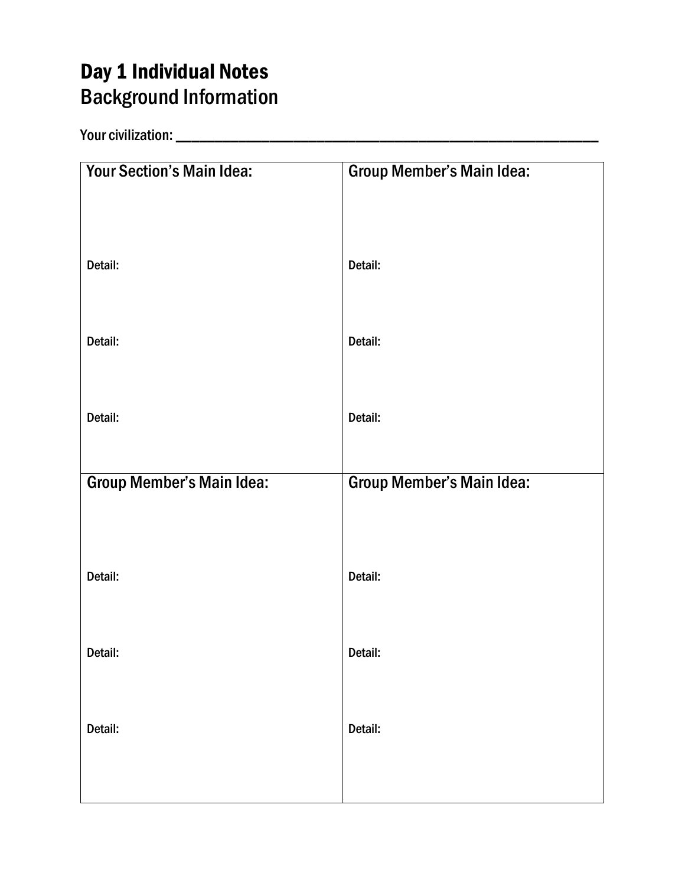# Day 1 Individual Notes

## Background Information

Your civilization: ___________________________________________

| | |
|---|---|
| Your Section's Main Idea:<br><br>Detail:<br><br>Detail:<br><br>Detail: | Group Member's Main Idea:<br><br>Detail:<br><br>Detail:<br><br>Detail: |
| Group Member's Main Idea:<br><br>Detail:<br><br>Detail:<br><br>Detail: | Group Member's Main Idea:<br><br>Detail:<br><br>Detail:<br><br>Detail: |